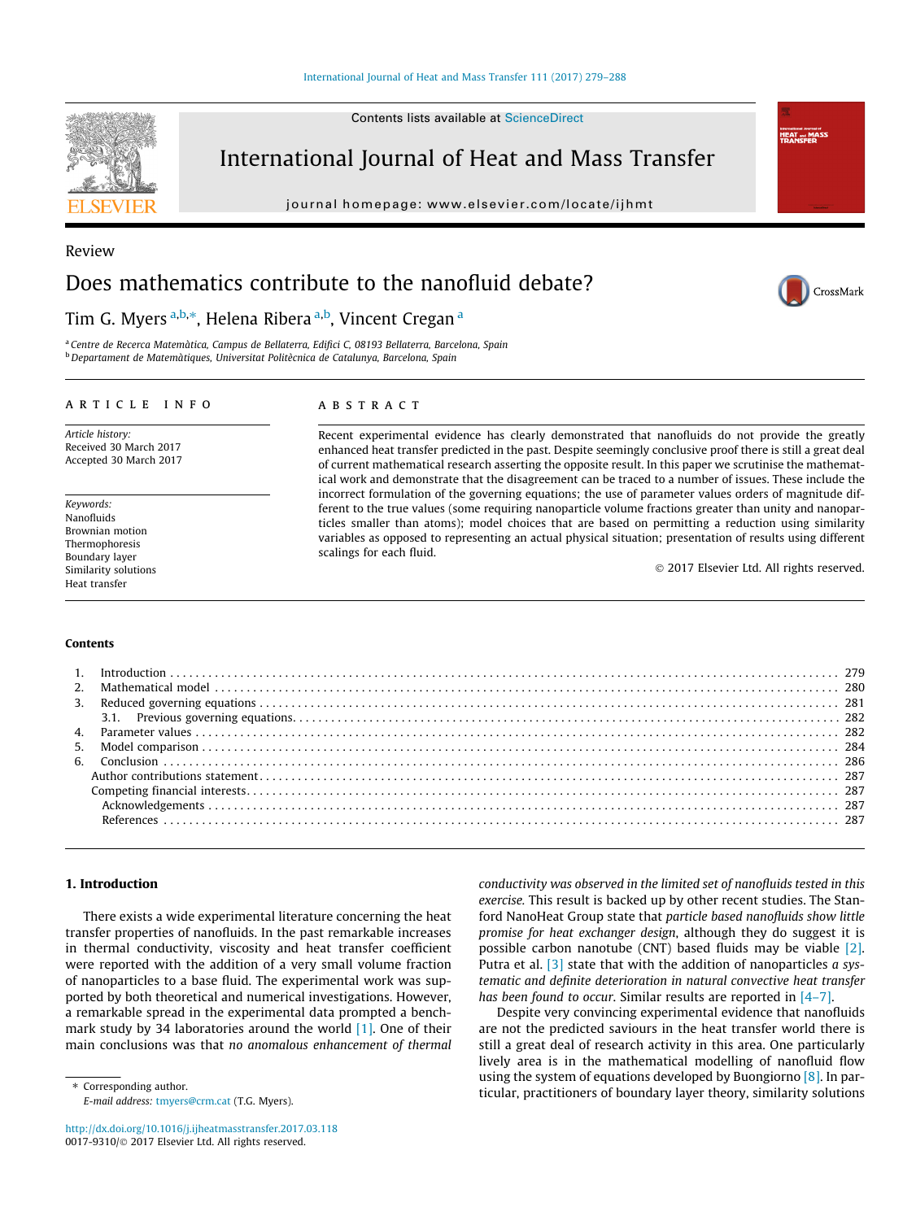Review

# Does mathematics contribute to the nanofluid debate?

Tim G. Myers [a,b,*], Helena Ribera [a,b], Vincent Cregan [a]

[a] Centre de Recerca Matemàtica, Campus de Bellaterra, Edifici C, 08193 Bellaterra, Barcelona, Spain
[b] Departament de Matemàtiques, Universitat Politècnica de Catalunya, Barcelona, Spain

## ARTICLE INFO

*Article history:*
Received 30 March 2017
Accepted 30 March 2017

*Keywords:*
Nanofluids
Brownian motion
Thermophoresis
Boundary layer
Similarity solutions
Heat transfer

## ABSTRACT

Recent experimental evidence has clearly demonstrated that nanofluids do not provide the greatly enhanced heat transfer predicted in the past. Despite seemingly conclusive proof there is still a great deal of current mathematical research asserting the opposite result. In this paper we scrutinise the mathematical work and demonstrate that the disagreement can be traced to a number of issues. These include the incorrect formulation of the governing equations; the use of parameter values orders of magnitude different to the true values (some requiring nanoparticle volume fractions greater than unity and nanoparticles smaller than atoms); model choices that are based on permitting a reduction using similarity variables as opposed to representing an actual physical situation; presentation of results using different scalings for each fluid.

© 2017 Elsevier Ltd. All rights reserved.

**Contents**

1. Introduction . . . 279
2. Mathematical model . . . 280
3. Reduced governing equations . . . 281
   3.1. Previous governing equations . . . 282
4. Parameter values . . . 282
5. Model comparison . . . 284
6. Conclusion . . . 286

Author contributions statement . . . 287
Competing financial interests . . . 287
Acknowledgements . . . 287
References . . . 287

## 1. Introduction

There exists a wide experimental literature concerning the heat transfer properties of nanofluids. In the past remarkable increases in thermal conductivity, viscosity and heat transfer coefficient were reported with the addition of a very small volume fraction of nanoparticles to a base fluid. The experimental work was supported by both theoretical and numerical investigations. However, a remarkable spread in the experimental data prompted a benchmark study by 34 laboratories around the world [1]. One of their main conclusions was that *no anomalous enhancement of thermal conductivity was observed in the limited set of nanofluids tested in this exercise.* This result is backed up by other recent studies. The Stanford NanoHeat Group state that *particle based nanofluids show little promise for heat exchanger design*, although they do suggest it is possible carbon nanotube (CNT) based fluids may be viable [2]. Putra et al. [3] state that with the addition of nanoparticles *a systematic and definite deterioration in natural convective heat transfer has been found to occur*. Similar results are reported in [4–7].

Despite very convincing experimental evidence that nanofluids are not the predicted saviours in the heat transfer world there is still a great deal of research activity in this area. One particularly lively area is in the mathematical modelling of nanofluid flow using the system of equations developed by Buongiorno [8]. In particular, practitioners of boundary layer theory, similarity solutions

---

* Corresponding author.
*E-mail address:* tmyers@crm.cat (T.G. Myers).

http://dx.doi.org/10.1016/j.ijheatmasstransfer.2017.03.118
0017-9310/© 2017 Elsevier Ltd. All rights reserved.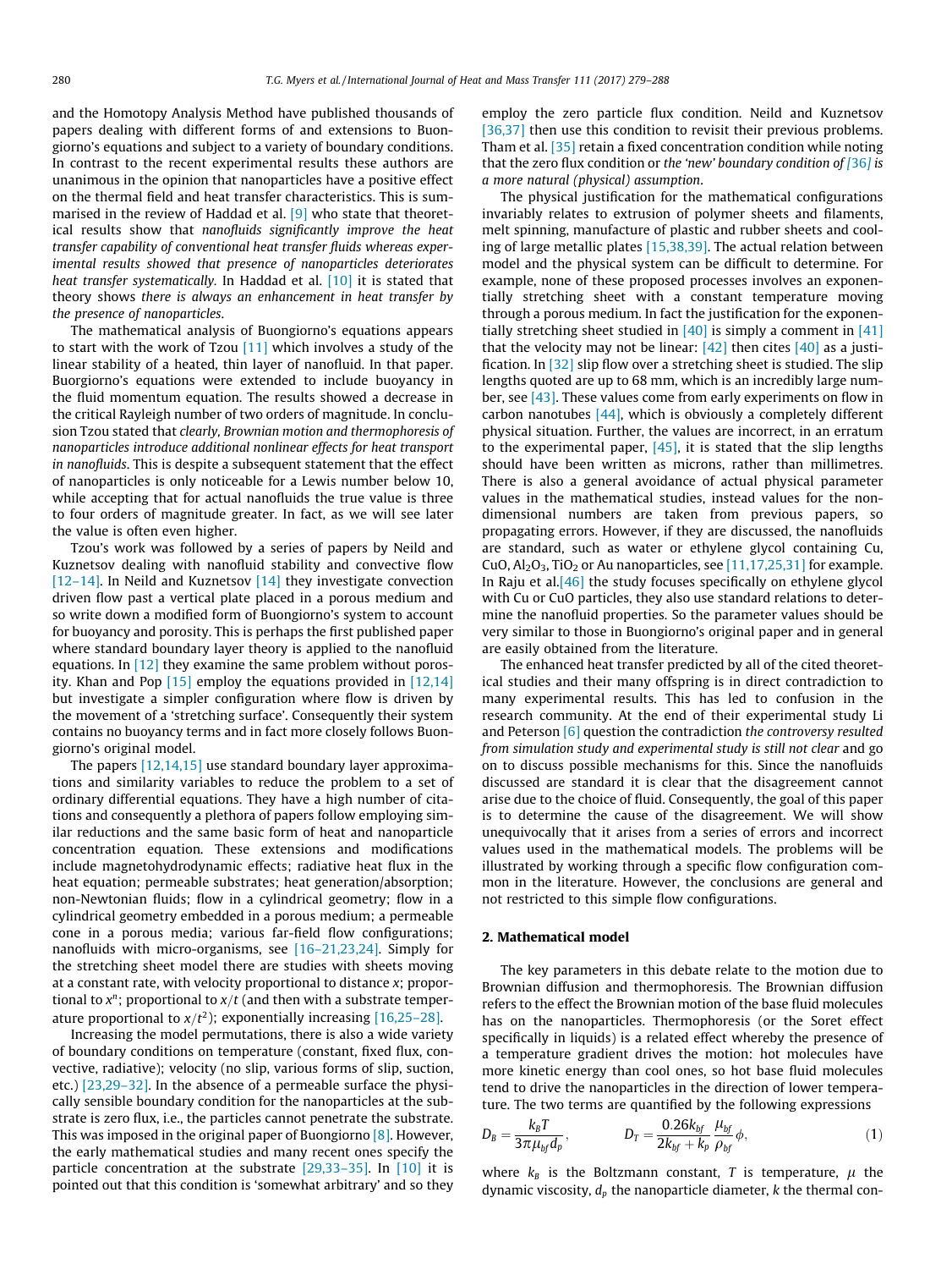and the Homotopy Analysis Method have published thousands of papers dealing with different forms of and extensions to Buongiorno's equations and subject to a variety of boundary conditions. In contrast to the recent experimental results these authors are unanimous in the opinion that nanoparticles have a positive effect on the thermal field and heat transfer characteristics. This is summarised in the review of Haddad et al. [9] who state that theoretical results show that *nanofluids significantly improve the heat transfer capability of conventional heat transfer fluids whereas experimental results showed that presence of nanoparticles deteriorates heat transfer systematically*. In Haddad et al. [10] it is stated that theory shows *there is always an enhancement in heat transfer by the presence of nanoparticles*.

The mathematical analysis of Buongiorno's equations appears to start with the work of Tzou [11] which involves a study of the linear stability of a heated, thin layer of nanofluid. In that paper. Buorgiorno's equations were extended to include buoyancy in the fluid momentum equation. The results showed a decrease in the critical Rayleigh number of two orders of magnitude. In conclusion Tzou stated that *clearly, Brownian motion and thermophoresis of nanoparticles introduce additional nonlinear effects for heat transport in nanofluids*. This is despite a subsequent statement that the effect of nanoparticles is only noticeable for a Lewis number below 10, while accepting that for actual nanofluids the true value is three to four orders of magnitude greater. In fact, as we will see later the value is often even higher.

Tzou's work was followed by a series of papers by Neild and Kuznetsov dealing with nanofluid stability and convective flow [12–14]. In Neild and Kuznetsov [14] they investigate convection driven flow past a vertical plate placed in a porous medium and so write down a modified form of Buongiorno's system to account for buoyancy and porosity. This is perhaps the first published paper where standard boundary layer theory is applied to the nanofluid equations. In [12] they examine the same problem without porosity. Khan and Pop [15] employ the equations provided in [12,14] but investigate a simpler configuration where flow is driven by the movement of a 'stretching surface'. Consequently their system contains no buoyancy terms and in fact more closely follows Buongiorno's original model.

The papers [12,14,15] use standard boundary layer approximations and similarity variables to reduce the problem to a set of ordinary differential equations. They have a high number of citations and consequently a plethora of papers follow employing similar reductions and the same basic form of heat and nanoparticle concentration equation. These extensions and modifications include magnetohydrodynamic effects; radiative heat flux in the heat equation; permeable substrates; heat generation/absorption; non-Newtonian fluids; flow in a cylindrical geometry; flow in a cylindrical geometry embedded in a porous medium; a permeable cone in a porous media; various far-field flow configurations; nanofluids with micro-organisms, see [16–21,23,24]. Simply for the stretching sheet model there are studies with sheets moving at a constant rate, with velocity proportional to distance $x$; proportional to $x^n$; proportional to $x/t$ (and then with a substrate temperature proportional to $x/t^2$); exponentially increasing [16,25–28].

Increasing the model permutations, there is also a wide variety of boundary conditions on temperature (constant, fixed flux, convective, radiative); velocity (no slip, various forms of slip, suction, etc.) [23,29–32]. In the absence of a permeable surface the physically sensible boundary condition for the nanoparticles at the substrate is zero flux, i.e., the particles cannot penetrate the substrate. This was imposed in the original paper of Buongiorno [8]. However, the early mathematical studies and many recent ones specify the particle concentration at the substrate [29,33–35]. In [10] it is pointed out that this condition is 'somewhat arbitrary' and so they employ the zero particle flux condition. Neild and Kuznetsov [36,37] then use this condition to revisit their previous problems. Tham et al. [35] retain a fixed concentration condition while noting that the zero flux condition or *the 'new' boundary condition of [36] is a more natural (physical) assumption*.

The physical justification for the mathematical configurations invariably relates to extrusion of polymer sheets and filaments, melt spinning, manufacture of plastic and rubber sheets and cooling of large metallic plates [15,38,39]. The actual relation between model and the physical system can be difficult to determine. For example, none of these proposed processes involves an exponentially stretching sheet with a constant temperature moving through a porous medium. In fact the justification for the exponentially stretching sheet studied in [40] is simply a comment in [41] that the velocity may not be linear: [42] then cites [40] as a justification. In [32] slip flow over a stretching sheet is studied. The slip lengths quoted are up to 68 mm, which is an incredibly large number, see [43]. These values come from early experiments on flow in carbon nanotubes [44], which is obviously a completely different physical situation. Further, the values are incorrect, in an erratum to the experimental paper, [45], it is stated that the slip lengths should have been written as microns, rather than millimetres. There is also a general avoidance of actual physical parameter values in the mathematical studies, instead values for the non-dimensional numbers are taken from previous papers, so propagating errors. However, if they are discussed, the nanofluids are standard, such as water or ethylene glycol containing Cu, CuO, $Al_2O_3$, $TiO_2$ or Au nanoparticles, see [11,17,25,31] for example. In Raju et al.[46] the study focuses specifically on ethylene glycol with Cu or CuO particles, they also use standard relations to determine the nanofluid properties. So the parameter values should be very similar to those in Buongiorno's original paper and in general are easily obtained from the literature.

The enhanced heat transfer predicted by all of the cited theoretical studies and their many offspring is in direct contradiction to many experimental results. This has led to confusion in the research community. At the end of their experimental study Li and Peterson [6] question the contradiction *the controversy resulted from simulation study and experimental study is still not clear* and go on to discuss possible mechanisms for this. Since the nanofluids discussed are standard it is clear that the disagreement cannot arise due to the choice of fluid. Consequently, the goal of this paper is to determine the cause of the disagreement. We will show unequivocally that it arises from a series of errors and incorrect values used in the mathematical models. The problems will be illustrated by working through a specific flow configuration common in the literature. However, the conclusions are general and not restricted to this simple flow configurations.

## 2. Mathematical model

The key parameters in this debate relate to the motion due to Brownian diffusion and thermophoresis. The Brownian diffusion refers to the effect the Brownian motion of the base fluid molecules has on the nanoparticles. Thermophoresis (or the Soret effect specifically in liquids) is a related effect whereby the presence of a temperature gradient drives the motion: hot molecules have more kinetic energy than cool ones, so hot base fluid molecules tend to drive the nanoparticles in the direction of lower temperature. The two terms are quantified by the following expressions

$$D_B = \frac{k_B T}{3\pi \mu_{bf} d_p}, \qquad D_T = \frac{0.26 k_{bf}}{2k_{bf} + k_p} \frac{\mu_{bf}}{\rho_{bf}} \phi, \tag{1}$$

where $k_B$ is the Boltzmann constant, $T$ is temperature, $\mu$ the dynamic viscosity, $d_p$ the nanoparticle diameter, $k$ the thermal con-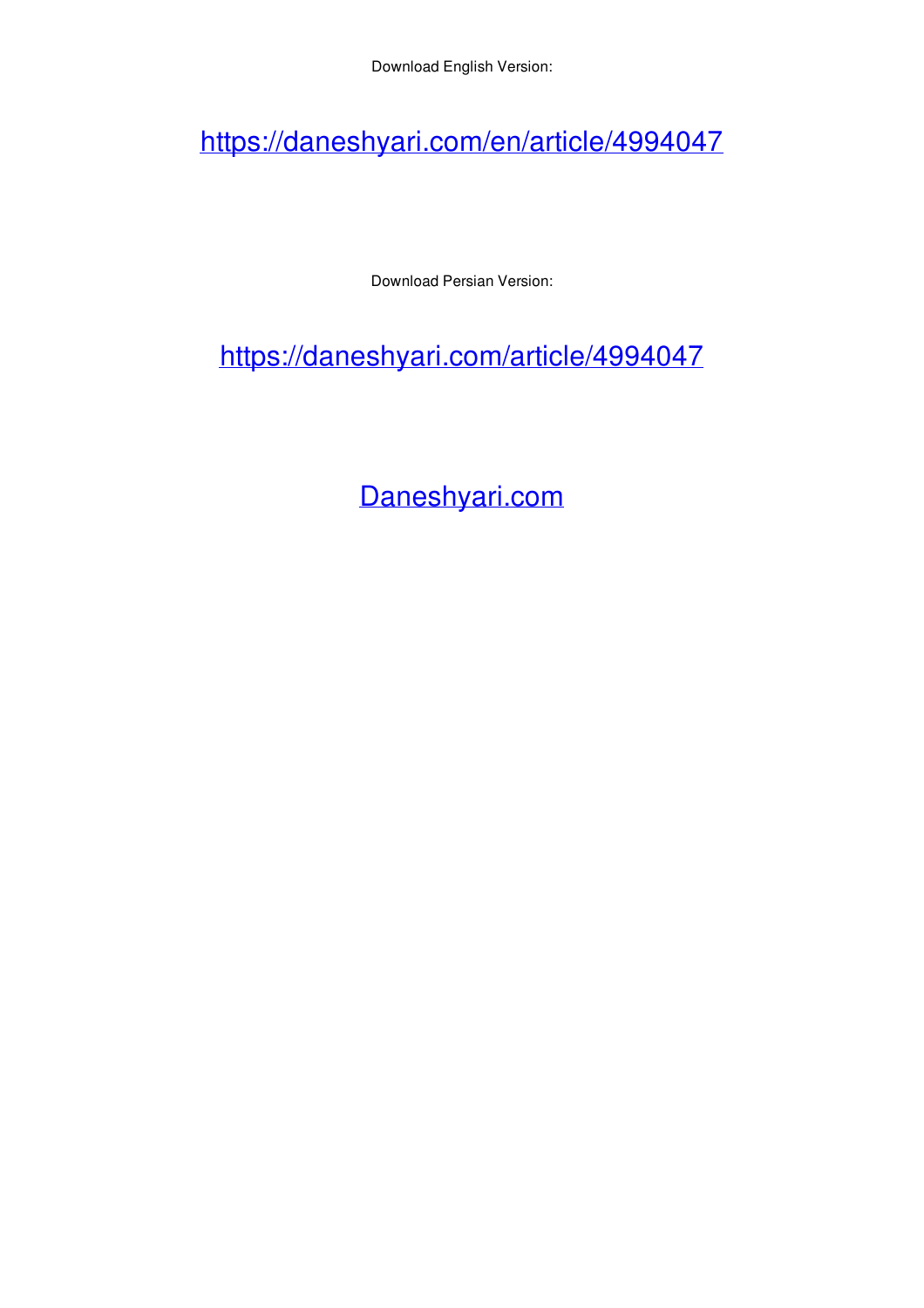Download English Version:

https://daneshyari.com/en/article/4994047

Download Persian Version:

https://daneshyari.com/article/4994047

Daneshyari.com